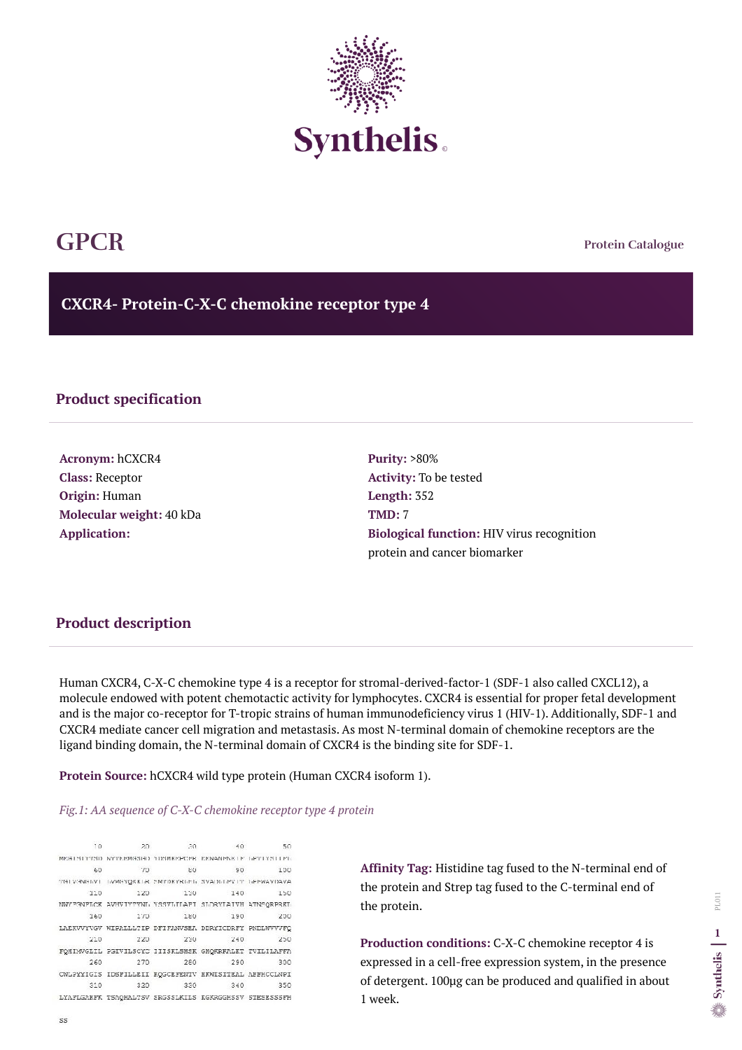# GPCR

Protein Catalogue

## CXCR4- Protein-C-X-C chemokine receptor type 4

### Product specification

**Acronym:** hCXCR4
**Class:** Receptor
**Origin:** Human
**Molecular weight:** 40 kDa
**Application:**

**Purity:** >80%
**Activity:** To be tested
**Length:** 352
**TMD:** 7
**Biological function:** HIV virus recognition protein and cancer biomarker

### Product description

Human CXCR4, C-X-C chemokine type 4 is a receptor for stromal-derived-factor-1 (SDF-1 also called CXCL12), a molecule endowed with potent chemotactic activity for lymphocytes. CXCR4 is essential for proper fetal development and is the major co-receptor for T-tropic strains of human immunodeficiency virus 1 (HIV-1). Additionally, SDF-1 and CXCR4 mediate cancer cell migration and metastasis. As most N-terminal domain of chemokine receptors are the ligand binding domain, the N-terminal domain of CXCR4 is the binding site for SDF-1.

**Protein Source:** hCXCR4 wild type protein (Human CXCR4 isoform 1).

*Fig.1: AA sequence of C-X-C chemokine receptor type 4 protein*

```
        10         20         30         40         50
MEGISIYTSD NYTEEMGSGD YDSMKEPCFR EENANFNKIF LPTIYSIIFL
        60         70         80         90        100
TGIVGNGLVI LVMGYQKKLR SMTDKYRLHL SVADLLFVIT LPFWAVDAVA
       110        120        130        140        150
NWYFGNFLCK AVHVIYTVNL YSSVLILAFI SLDRYLAIVH ATNSQRPRKL
       160        170        180        190        200
LAEKVVYVGV WIPALLLTIP DFIFANVSEA DDRYICDRFY PNDLWVVVFQ
       210        220        230        240        250
FQHIMVGLIL PGIVILSCYC IIISKLSHSK GHQKRKALKT TVILILAFFA
       260        270        280        290        300
CWLPYYIGIS IDSFILLEII KQGCEFENTV HKWISITEAL AFFHCCLNPI
       310        320        330        340        350
LYAFLGAKFK TSAQHALTSV SRGSSLKILS KGKRGGHSSV STESESSSFH
SS
```

**Affinity Tag:** Histidine tag fused to the N-terminal end of the protein and Strep tag fused to the C-terminal end of the protein.

**Production conditions:** C-X-C chemokine receptor 4 is expressed in a cell-free expression system, in the presence of detergent. 100µg can be produced and qualified in about 1 week.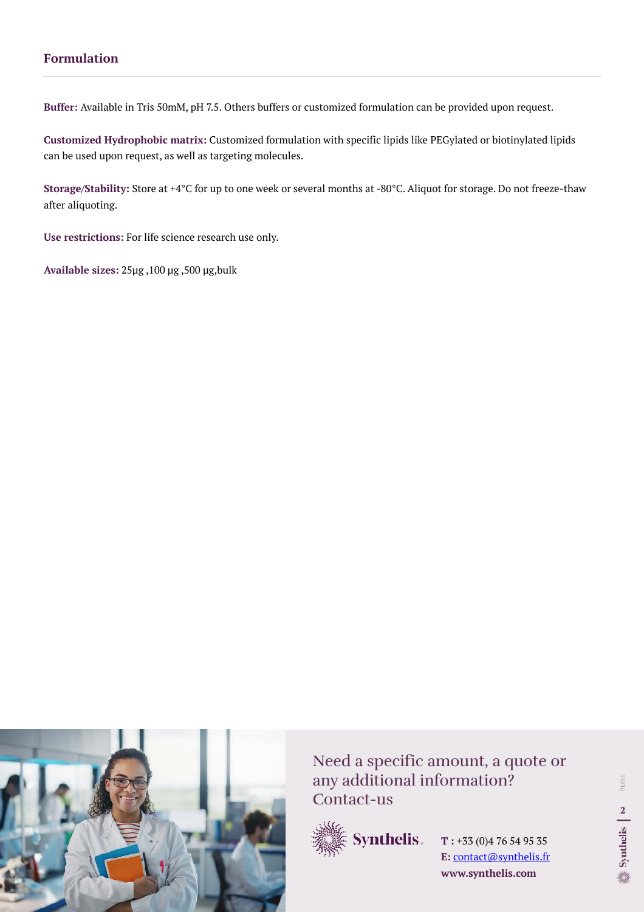## Formulation

**Buffer:** Available in Tris 50mM, pH 7.5. Others buffers or customized formulation can be provided upon request.

**Customized Hydrophobic matrix:** Customized formulation with specific lipids like PEGylated or biotinylated lipids can be used upon request, as well as targeting molecules.

**Storage/Stability:** Store at +4°C for up to one week or several months at -80°C. Aliquot for storage. Do not freeze-thaw after aliquoting.

**Use restrictions:** For life science research use only.

**Available sizes:** 25µg ,100 µg ,500 µg,bulk

Need a specific amount, a quote or any additional information? Contact-us

Synthelis.

**T :** +33 (0)4 76 54 95 35
**E:** contact@synthelis.fr
**www.synthelis.com**